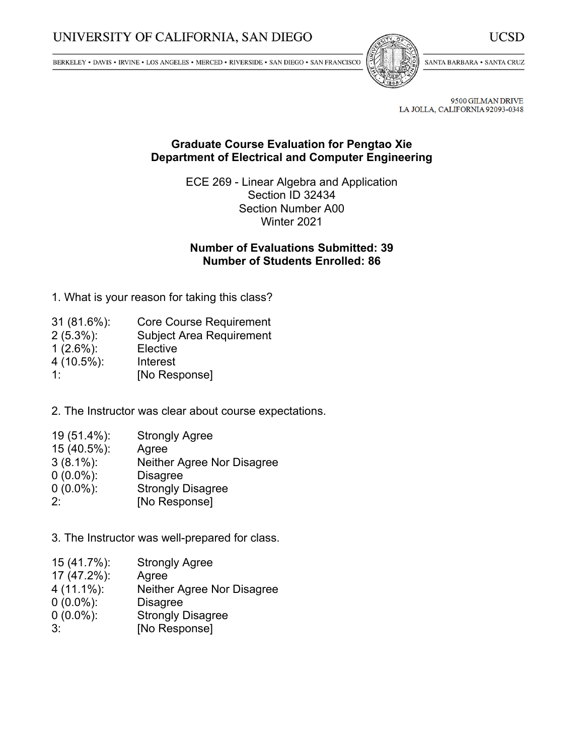UNIVERSITY OF CALIFORNIA, SAN DIEGO — UCSD

BERKELEY • DAVIS • IRVINE • LOS ANGELES • MERCED • RIVERSIDE • SAN DIEGO • SAN FRANCISCO — SANTA BARBARA • SANTA CRUZ

9500 GILMAN DRIVE
LA JOLLA, CALIFORNIA 92093-0348

## Graduate Course Evaluation for Pengtao Xie
## Department of Electrical and Computer Engineering

ECE 269 - Linear Algebra and Application
Section ID 32434
Section Number A00
Winter 2021

**Number of Evaluations Submitted: 39**
**Number of Students Enrolled: 86**

1. What is your reason for taking this class?

| | |
|---|---|
| 31 (81.6%): | Core Course Requirement |
| 2 (5.3%): | Subject Area Requirement |
| 1 (2.6%): | Elective |
| 4 (10.5%): | Interest |
| 1: | [No Response] |

2. The Instructor was clear about course expectations.

| | |
|---|---|
| 19 (51.4%): | Strongly Agree |
| 15 (40.5%): | Agree |
| 3 (8.1%): | Neither Agree Nor Disagree |
| 0 (0.0%): | Disagree |
| 0 (0.0%): | Strongly Disagree |
| 2: | [No Response] |

3. The Instructor was well-prepared for class.

| | |
|---|---|
| 15 (41.7%): | Strongly Agree |
| 17 (47.2%): | Agree |
| 4 (11.1%): | Neither Agree Nor Disagree |
| 0 (0.0%): | Disagree |
| 0 (0.0%): | Strongly Disagree |
| 3: | [No Response] |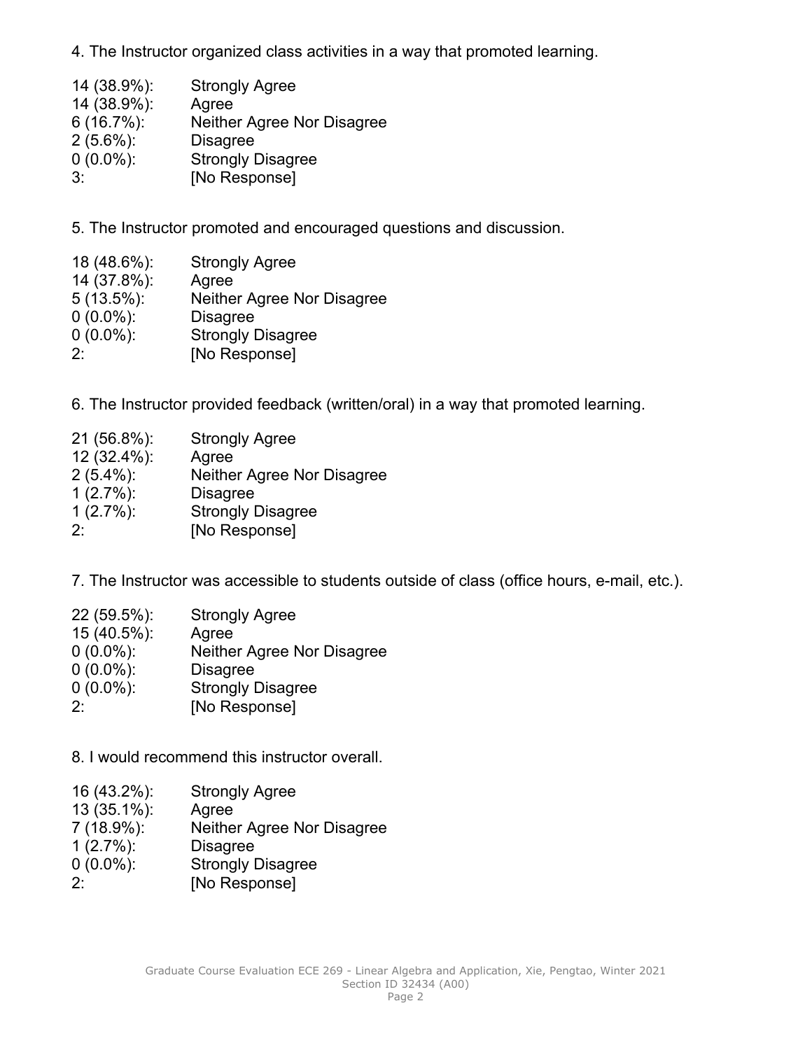4. The Instructor organized class activities in a way that promoted learning.

| | |
|---|---|
| 14 (38.9%): | Strongly Agree |
| 14 (38.9%): | Agree |
| 6 (16.7%): | Neither Agree Nor Disagree |
| 2 (5.6%): | Disagree |
| 0 (0.0%): | Strongly Disagree |
| 3: | [No Response] |

5. The Instructor promoted and encouraged questions and discussion.

| | |
|---|---|
| 18 (48.6%): | Strongly Agree |
| 14 (37.8%): | Agree |
| 5 (13.5%): | Neither Agree Nor Disagree |
| 0 (0.0%): | Disagree |
| 0 (0.0%): | Strongly Disagree |
| 2: | [No Response] |

6. The Instructor provided feedback (written/oral) in a way that promoted learning.

| | |
|---|---|
| 21 (56.8%): | Strongly Agree |
| 12 (32.4%): | Agree |
| 2 (5.4%): | Neither Agree Nor Disagree |
| 1 (2.7%): | Disagree |
| 1 (2.7%): | Strongly Disagree |
| 2: | [No Response] |

7. The Instructor was accessible to students outside of class (office hours, e-mail, etc.).

| | |
|---|---|
| 22 (59.5%): | Strongly Agree |
| 15 (40.5%): | Agree |
| 0 (0.0%): | Neither Agree Nor Disagree |
| 0 (0.0%): | Disagree |
| 0 (0.0%): | Strongly Disagree |
| 2: | [No Response] |

8. I would recommend this instructor overall.

| | |
|---|---|
| 16 (43.2%): | Strongly Agree |
| 13 (35.1%): | Agree |
| 7 (18.9%): | Neither Agree Nor Disagree |
| 1 (2.7%): | Disagree |
| 0 (0.0%): | Strongly Disagree |
| 2: | [No Response] |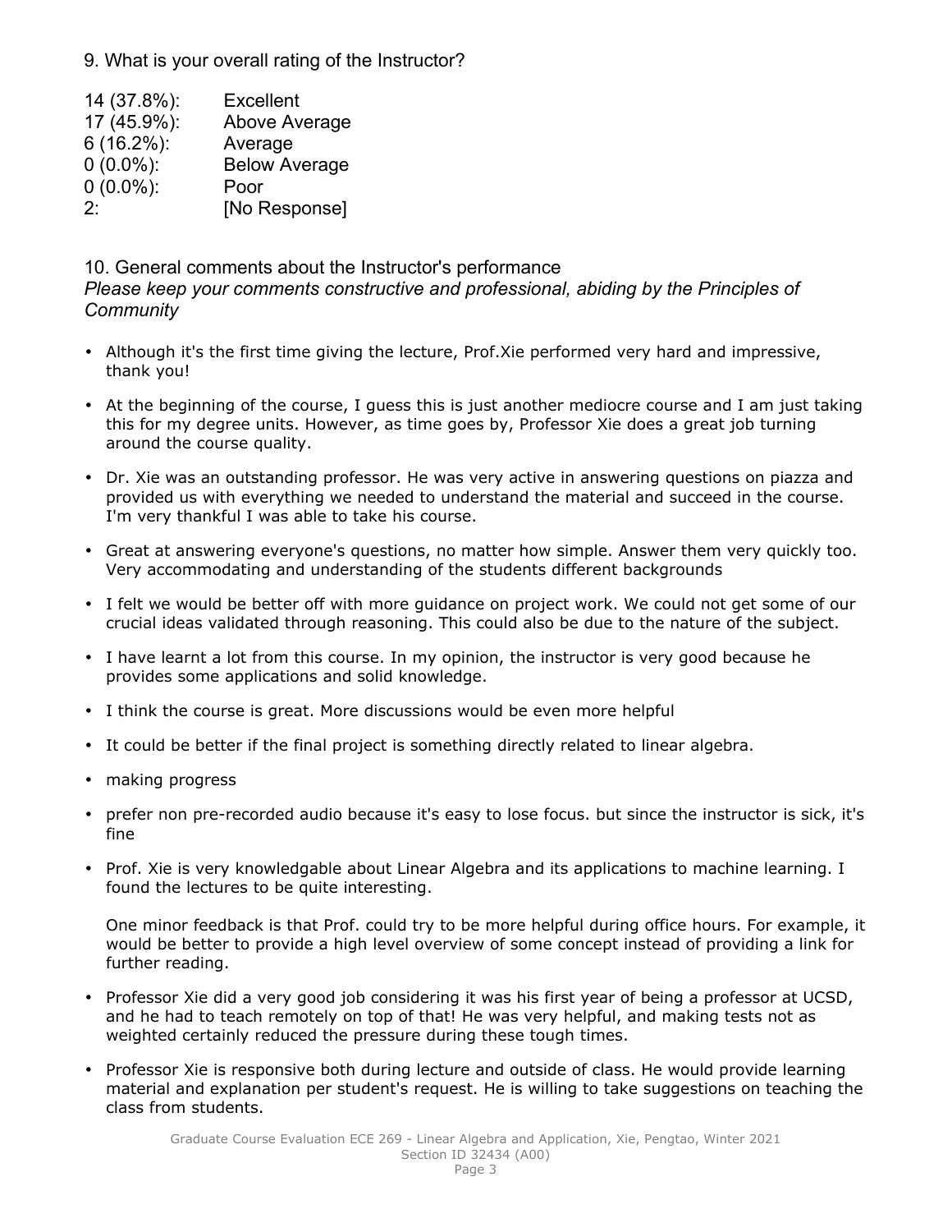9. What is your overall rating of the Instructor?

| | |
|---|---|
| 14 (37.8%): | Excellent |
| 17 (45.9%): | Above Average |
| 6 (16.2%): | Average |
| 0 (0.0%): | Below Average |
| 0 (0.0%): | Poor |
| 2: | [No Response] |

10. General comments about the Instructor's performance

*Please keep your comments constructive and professional, abiding by the Principles of Community*

- Although it's the first time giving the lecture, Prof.Xie performed very hard and impressive, thank you!
- At the beginning of the course, I guess this is just another mediocre course and I am just taking this for my degree units. However, as time goes by, Professor Xie does a great job turning around the course quality.
- Dr. Xie was an outstanding professor. He was very active in answering questions on piazza and provided us with everything we needed to understand the material and succeed in the course. I'm very thankful I was able to take his course.
- Great at answering everyone's questions, no matter how simple. Answer them very quickly too. Very accommodating and understanding of the students different backgrounds
- I felt we would be better off with more guidance on project work. We could not get some of our crucial ideas validated through reasoning. This could also be due to the nature of the subject.
- I have learnt a lot from this course. In my opinion, the instructor is very good because he provides some applications and solid knowledge.
- I think the course is great. More discussions would be even more helpful
- It could be better if the final project is something directly related to linear algebra.
- making progress
- prefer non pre-recorded audio because it's easy to lose focus. but since the instructor is sick, it's fine
- Prof. Xie is very knowledgable about Linear Algebra and its applications to machine learning. I found the lectures to be quite interesting.

  One minor feedback is that Prof. could try to be more helpful during office hours. For example, it would be better to provide a high level overview of some concept instead of providing a link for further reading.
- Professor Xie did a very good job considering it was his first year of being a professor at UCSD, and he had to teach remotely on top of that! He was very helpful, and making tests not as weighted certainly reduced the pressure during these tough times.
- Professor Xie is responsive both during lecture and outside of class. He would provide learning material and explanation per student's request. He is willing to take suggestions on teaching the class from students.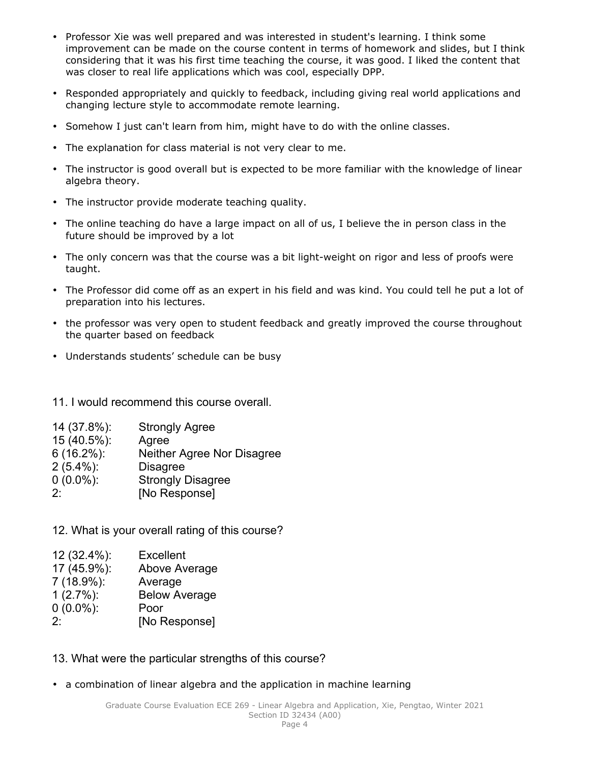- Professor Xie was well prepared and was interested in student's learning. I think some improvement can be made on the course content in terms of homework and slides, but I think considering that it was his first time teaching the course, it was good. I liked the content that was closer to real life applications which was cool, especially DPP.
- Responded appropriately and quickly to feedback, including giving real world applications and changing lecture style to accommodate remote learning.
- Somehow I just can't learn from him, might have to do with the online classes.
- The explanation for class material is not very clear to me.
- The instructor is good overall but is expected to be more familiar with the knowledge of linear algebra theory.
- The instructor provide moderate teaching quality.
- The online teaching do have a large impact on all of us, I believe the in person class in the future should be improved by a lot
- The only concern was that the course was a bit light-weight on rigor and less of proofs were taught.
- The Professor did come off as an expert in his field and was kind. You could tell he put a lot of preparation into his lectures.
- the professor was very open to student feedback and greatly improved the course throughout the quarter based on feedback
- Understands students' schedule can be busy

## 11. I would recommend this course overall.

| | |
|---|---|
| 14 (37.8%): | Strongly Agree |
| 15 (40.5%): | Agree |
| 6 (16.2%): | Neither Agree Nor Disagree |
| 2 (5.4%): | Disagree |
| 0 (0.0%): | Strongly Disagree |
| 2: | [No Response] |

## 12. What is your overall rating of this course?

| | |
|---|---|
| 12 (32.4%): | Excellent |
| 17 (45.9%): | Above Average |
| 7 (18.9%): | Average |
| 1 (2.7%): | Below Average |
| 0 (0.0%): | Poor |
| 2: | [No Response] |

## 13. What were the particular strengths of this course?

- a combination of linear algebra and the application in machine learning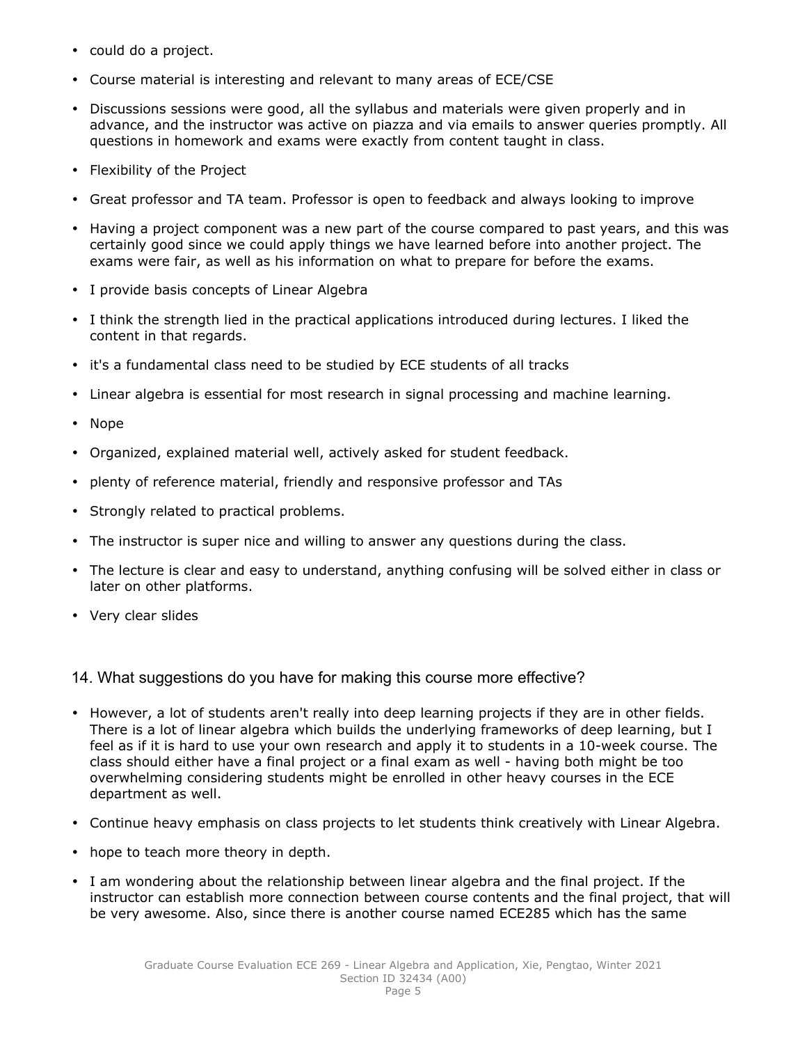- could do a project.
- Course material is interesting and relevant to many areas of ECE/CSE
- Discussions sessions were good, all the syllabus and materials were given properly and in advance, and the instructor was active on piazza and via emails to answer queries promptly. All questions in homework and exams were exactly from content taught in class.
- Flexibility of the Project
- Great professor and TA team. Professor is open to feedback and always looking to improve
- Having a project component was a new part of the course compared to past years, and this was certainly good since we could apply things we have learned before into another project. The exams were fair, as well as his information on what to prepare for before the exams.
- I provide basis concepts of Linear Algebra
- I think the strength lied in the practical applications introduced during lectures. I liked the content in that regards.
- it's a fundamental class need to be studied by ECE students of all tracks
- Linear algebra is essential for most research in signal processing and machine learning.
- Nope
- Organized, explained material well, actively asked for student feedback.
- plenty of reference material, friendly and responsive professor and TAs
- Strongly related to practical problems.
- The instructor is super nice and willing to answer any questions during the class.
- The lecture is clear and easy to understand, anything confusing will be solved either in class or later on other platforms.
- Very clear slides

## 14. What suggestions do you have for making this course more effective?

- However, a lot of students aren't really into deep learning projects if they are in other fields. There is a lot of linear algebra which builds the underlying frameworks of deep learning, but I feel as if it is hard to use your own research and apply it to students in a 10-week course. The class should either have a final project or a final exam as well - having both might be too overwhelming considering students might be enrolled in other heavy courses in the ECE department as well.
- Continue heavy emphasis on class projects to let students think creatively with Linear Algebra.
- hope to teach more theory in depth.
- I am wondering about the relationship between linear algebra and the final project. If the instructor can establish more connection between course contents and the final project, that will be very awesome. Also, since there is another course named ECE285 which has the same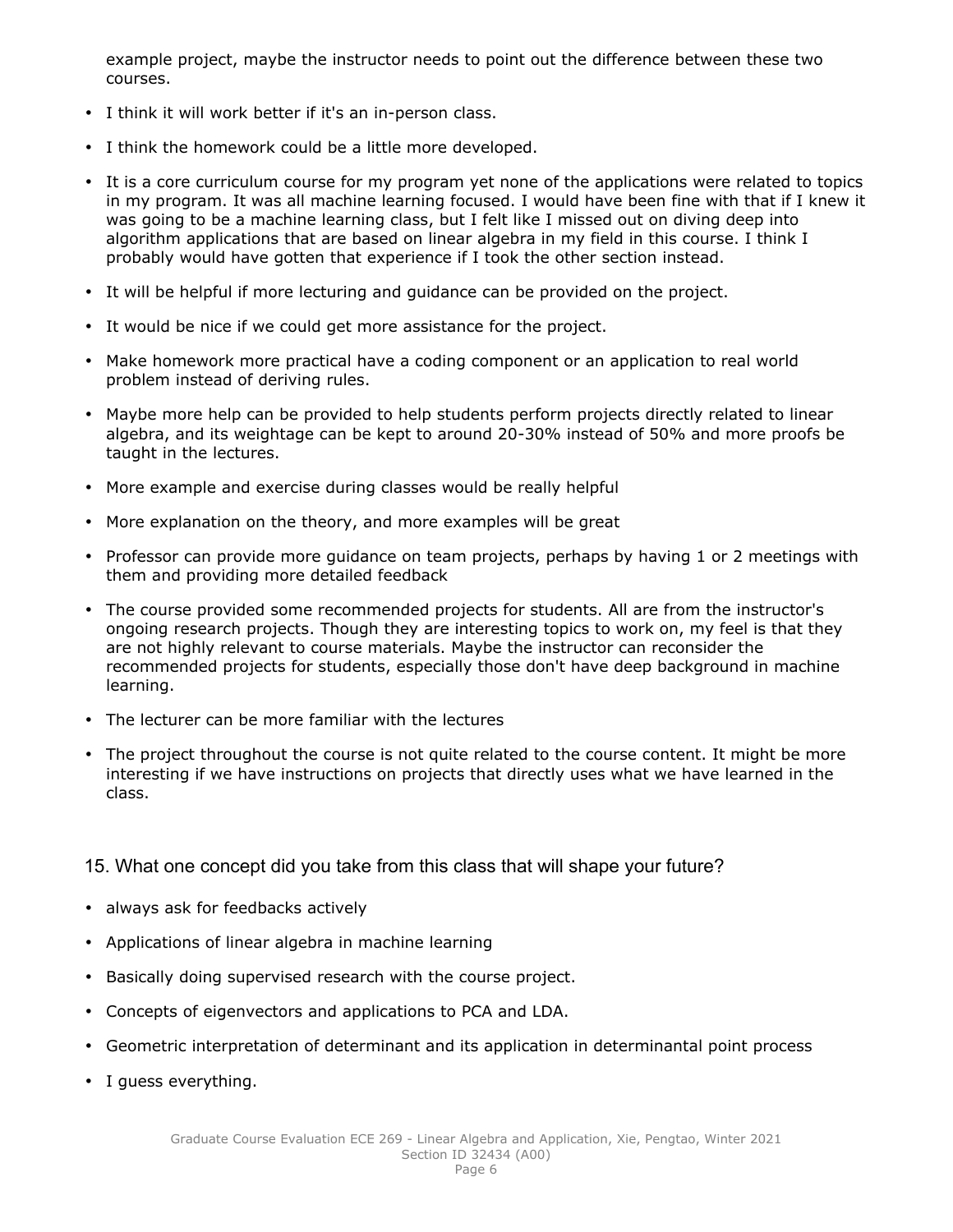example project, maybe the instructor needs to point out the difference between these two courses.

- I think it will work better if it's an in-person class.
- I think the homework could be a little more developed.
- It is a core curriculum course for my program yet none of the applications were related to topics in my program. It was all machine learning focused. I would have been fine with that if I knew it was going to be a machine learning class, but I felt like I missed out on diving deep into algorithm applications that are based on linear algebra in my field in this course. I think I probably would have gotten that experience if I took the other section instead.
- It will be helpful if more lecturing and guidance can be provided on the project.
- It would be nice if we could get more assistance for the project.
- Make homework more practical have a coding component or an application to real world problem instead of deriving rules.
- Maybe more help can be provided to help students perform projects directly related to linear algebra, and its weightage can be kept to around 20-30% instead of 50% and more proofs be taught in the lectures.
- More example and exercise during classes would be really helpful
- More explanation on the theory, and more examples will be great
- Professor can provide more guidance on team projects, perhaps by having 1 or 2 meetings with them and providing more detailed feedback
- The course provided some recommended projects for students. All are from the instructor's ongoing research projects. Though they are interesting topics to work on, my feel is that they are not highly relevant to course materials. Maybe the instructor can reconsider the recommended projects for students, especially those don't have deep background in machine learning.
- The lecturer can be more familiar with the lectures
- The project throughout the course is not quite related to the course content. It might be more interesting if we have instructions on projects that directly uses what we have learned in the class.

## 15. What one concept did you take from this class that will shape your future?

- always ask for feedbacks actively
- Applications of linear algebra in machine learning
- Basically doing supervised research with the course project.
- Concepts of eigenvectors and applications to PCA and LDA.
- Geometric interpretation of determinant and its application in determinantal point process
- I guess everything.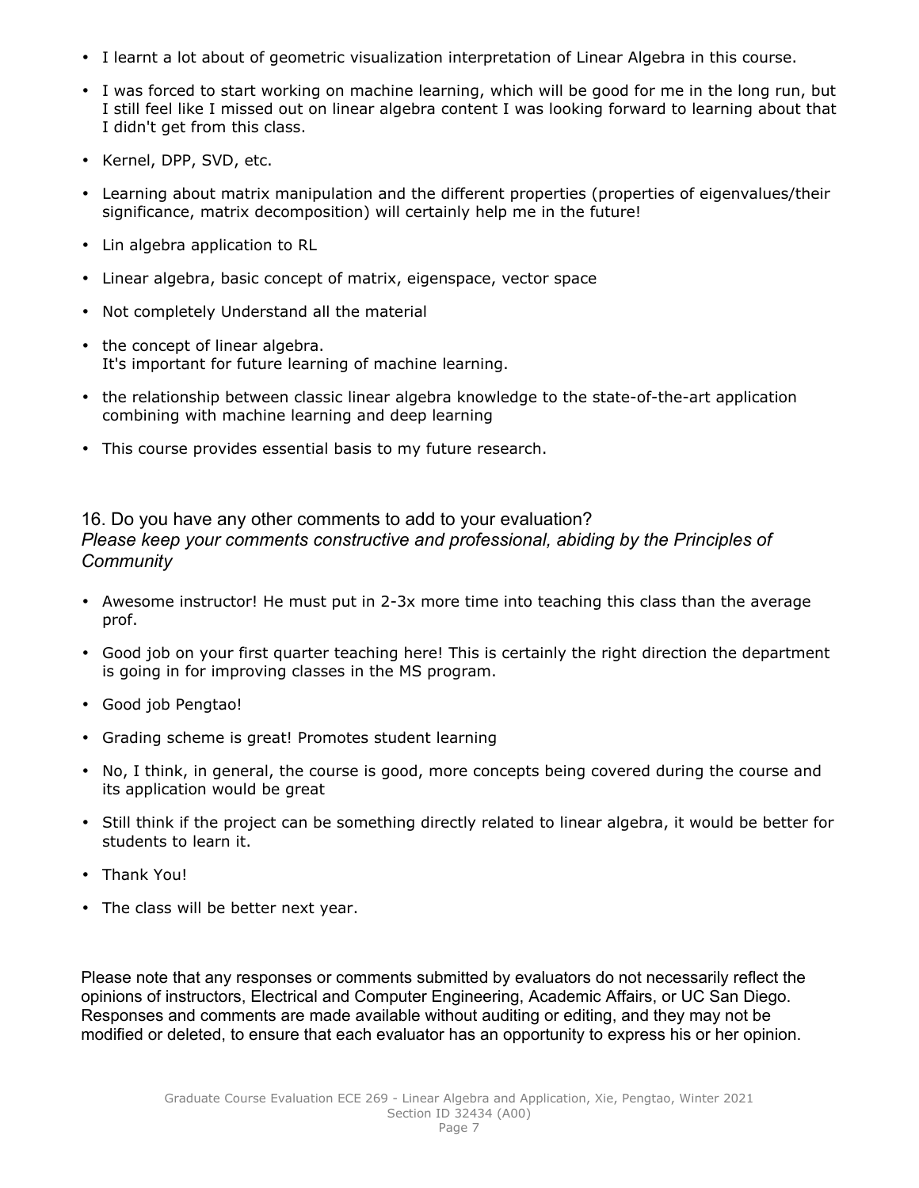- I learnt a lot about of geometric visualization interpretation of Linear Algebra in this course.
- I was forced to start working on machine learning, which will be good for me in the long run, but I still feel like I missed out on linear algebra content I was looking forward to learning about that I didn't get from this class.
- Kernel, DPP, SVD, etc.
- Learning about matrix manipulation and the different properties (properties of eigenvalues/their significance, matrix decomposition) will certainly help me in the future!
- Lin algebra application to RL
- Linear algebra, basic concept of matrix, eigenspace, vector space
- Not completely Understand all the material
- the concept of linear algebra.
  It's important for future learning of machine learning.
- the relationship between classic linear algebra knowledge to the state-of-the-art application combining with machine learning and deep learning
- This course provides essential basis to my future research.

16. Do you have any other comments to add to your evaluation?
*Please keep your comments constructive and professional, abiding by the Principles of Community*

- Awesome instructor! He must put in 2-3x more time into teaching this class than the average prof.
- Good job on your first quarter teaching here! This is certainly the right direction the department is going in for improving classes in the MS program.
- Good job Pengtao!
- Grading scheme is great! Promotes student learning
- No, I think, in general, the course is good, more concepts being covered during the course and its application would be great
- Still think if the project can be something directly related to linear algebra, it would be better for students to learn it.
- Thank You!
- The class will be better next year.

Please note that any responses or comments submitted by evaluators do not necessarily reflect the opinions of instructors, Electrical and Computer Engineering, Academic Affairs, or UC San Diego. Responses and comments are made available without auditing or editing, and they may not be modified or deleted, to ensure that each evaluator has an opportunity to express his or her opinion.